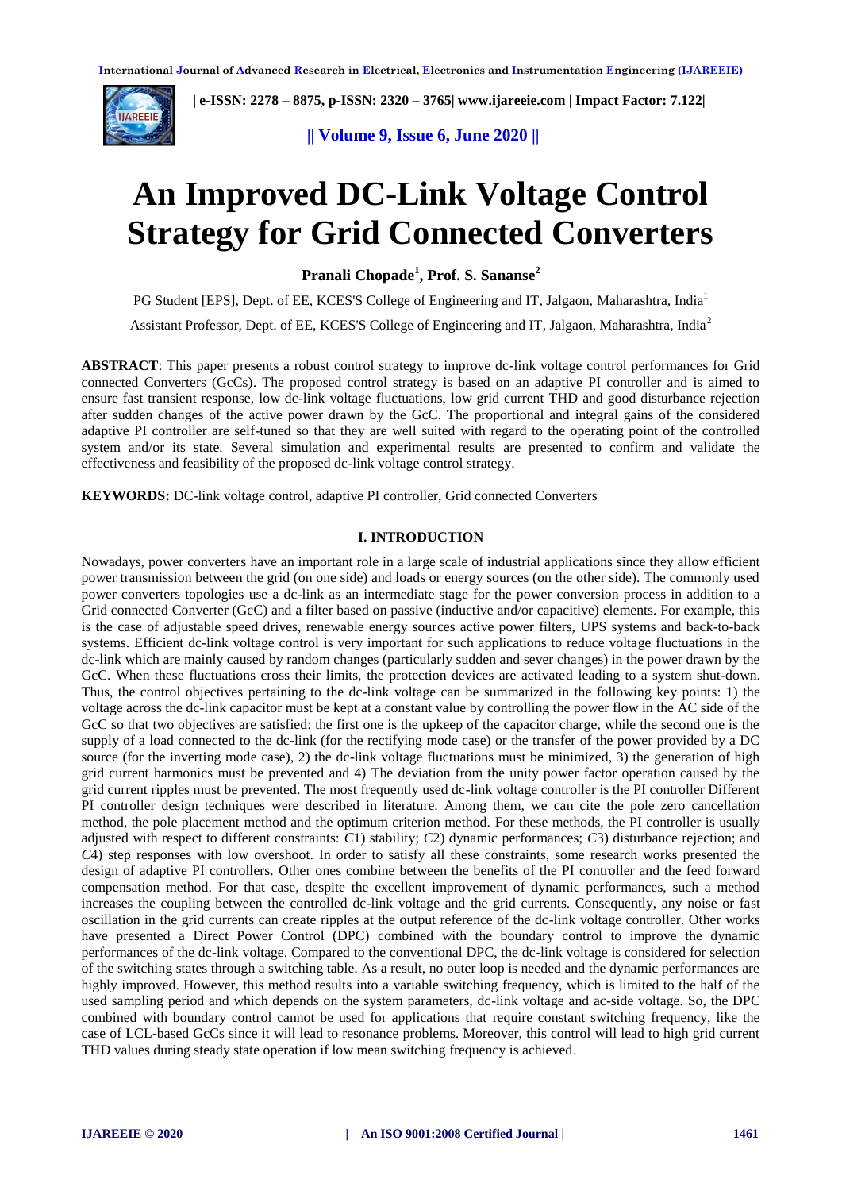# An Improved DC-Link Voltage Control Strategy for Grid Connected Converters

**Pranali Chopade[1], Prof. S. Sananse[2]**

PG Student [EPS], Dept. of EE, KCES'S College of Engineering and IT, Jalgaon, Maharashtra, India[1]

Assistant Professor, Dept. of EE, KCES'S College of Engineering and IT, Jalgaon, Maharashtra, India[2]

**ABSTRACT**: This paper presents a robust control strategy to improve dc-link voltage control performances for Grid connected Converters (GcCs). The proposed control strategy is based on an adaptive PI controller and is aimed to ensure fast transient response, low dc-link voltage fluctuations, low grid current THD and good disturbance rejection after sudden changes of the active power drawn by the GcC. The proportional and integral gains of the considered adaptive PI controller are self-tuned so that they are well suited with regard to the operating point of the controlled system and/or its state. Several simulation and experimental results are presented to confirm and validate the effectiveness and feasibility of the proposed dc-link voltage control strategy.

**KEYWORDS:** DC-link voltage control, adaptive PI controller, Grid connected Converters

## I. INTRODUCTION

Nowadays, power converters have an important role in a large scale of industrial applications since they allow efficient power transmission between the grid (on one side) and loads or energy sources (on the other side). The commonly used power converters topologies use a dc-link as an intermediate stage for the power conversion process in addition to a Grid connected Converter (GcC) and a filter based on passive (inductive and/or capacitive) elements. For example, this is the case of adjustable speed drives, renewable energy sources active power filters, UPS systems and back-to-back systems. Efficient dc-link voltage control is very important for such applications to reduce voltage fluctuations in the dc-link which are mainly caused by random changes (particularly sudden and sever changes) in the power drawn by the GcC. When these fluctuations cross their limits, the protection devices are activated leading to a system shut-down. Thus, the control objectives pertaining to the dc-link voltage can be summarized in the following key points: 1) the voltage across the dc-link capacitor must be kept at a constant value by controlling the power flow in the AC side of the GcC so that two objectives are satisfied: the first one is the upkeep of the capacitor charge, while the second one is the supply of a load connected to the dc-link (for the rectifying mode case) or the transfer of the power provided by a DC source (for the inverting mode case), 2) the dc-link voltage fluctuations must be minimized, 3) the generation of high grid current harmonics must be prevented and 4) The deviation from the unity power factor operation caused by the grid current ripples must be prevented. The most frequently used dc-link voltage controller is the PI controller Different PI controller design techniques were described in literature. Among them, we can cite the pole zero cancellation method, the pole placement method and the optimum criterion method. For these methods, the PI controller is usually adjusted with respect to different constraints: *C*1) stability; *C*2) dynamic performances; *C*3) disturbance rejection; and *C*4) step responses with low overshoot. In order to satisfy all these constraints, some research works presented the design of adaptive PI controllers. Other ones combine between the benefits of the PI controller and the feed forward compensation method. For that case, despite the excellent improvement of dynamic performances, such a method increases the coupling between the controlled dc-link voltage and the grid currents. Consequently, any noise or fast oscillation in the grid currents can create ripples at the output reference of the dc-link voltage controller. Other works have presented a Direct Power Control (DPC) combined with the boundary control to improve the dynamic performances of the dc-link voltage. Compared to the conventional DPC, the dc-link voltage is considered for selection of the switching states through a switching table. As a result, no outer loop is needed and the dynamic performances are highly improved. However, this method results into a variable switching frequency, which is limited to the half of the used sampling period and which depends on the system parameters, dc-link voltage and ac-side voltage. So, the DPC combined with boundary control cannot be used for applications that require constant switching frequency, like the case of LCL-based GcCs since it will lead to resonance problems. Moreover, this control will lead to high grid current THD values during steady state operation if low mean switching frequency is achieved.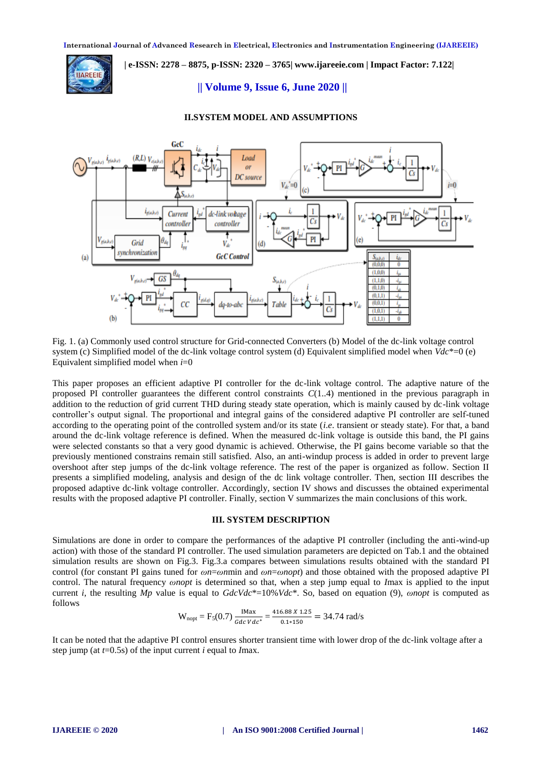## II.SYSTEM MODEL AND ASSUMPTIONS

Fig. 1. (a) Commonly used control structure for Grid-connected Converters (b) Model of the dc-link voltage control system (c) Simplified model of the dc-link voltage control system (d) Equivalent simplified model when $Vdc^*$=0 (e) Equivalent simplified model when $i$=0

This paper proposes an efficient adaptive PI controller for the dc-link voltage control. The adaptive nature of the proposed PI controller guarantees the different control constraints $C$(1..4) mentioned in the previous paragraph in addition to the reduction of grid current THD during steady state operation, which is mainly caused by dc-link voltage controller's output signal. The proportional and integral gains of the considered adaptive PI controller are self-tuned according to the operating point of the controlled system and/or its state (*i.e*. transient or steady state). For that, a band around the dc-link voltage reference is defined. When the measured dc-link voltage is outside this band, the PI gains were selected constants so that a very good dynamic is achieved. Otherwise, the PI gains become variable so that the previously mentioned constrains remain still satisfied. Also, an anti-windup process is added in order to prevent large overshoot after step jumps of the dc-link voltage reference. The rest of the paper is organized as follow. Section II presents a simplified modeling, analysis and design of the dc link voltage controller. Then, section III describes the proposed adaptive dc-link voltage controller. Accordingly, section IV shows and discusses the obtained experimental results with the proposed adaptive PI controller. Finally, section V summarizes the main conclusions of this work.

## III. SYSTEM DESCRIPTION

Simulations are done in order to compare the performances of the adaptive PI controller (including the anti-wind-up action) with those of the standard PI controller. The used simulation parameters are depicted on Tab.1 and the obtained simulation results are shown on Fig.3. Fig.3.a compares between simulations results obtained with the standard PI control (for constant PI gains tuned for $\omega n$=$\omega n$min and $\omega n$=$\omega nopt$) and those obtained with the proposed adaptive PI control. The natural frequency $\omega nopt$ is determined so that, when a step jump equal to *I*max is applied to the input current $i$, the resulting $Mp$ value is equal to $GdcVdc^*$=10%$Vdc^*$. So, based on equation (9), $\omega nopt$ is computed as follows

$$W_{nopt} = F_5(0.7)\,\frac{\text{IMax}}{Gdc\,Vdc^*} = \frac{416.88 \; X \; 1.25}{0.1*150} = 34.74 \text{ rad/s}$$

It can be noted that the adaptive PI control ensures shorter transient time with lower drop of the dc-link voltage after a step jump (at $t$=0.5s) of the input current $i$ equal to *I*max.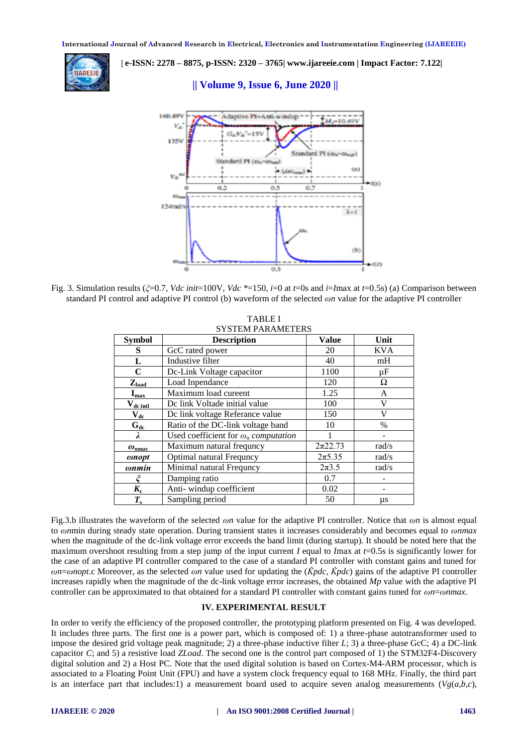Fig. 3. Simulation results ($\xi$=0.7, *Vdc init*=100V, *Vdc* *=150, *i*=0 at *t*=0s and *i*=*I*max at *t*=0.5s) (a) Comparison between standard PI control and adaptive PI control (b) waveform of the selected $\omega n$ value for the adaptive PI controller

TABLE I
SYSTEM PARAMETERS

| Symbol | Description | Value | Unit |
|---|---|---|---|
| **S** | GcC rated power | 20 | KVA |
| **L** | Industive filter | 40 | mH |
| **C** | Dc-Link Voltage capacitor | 1100 | μF |
| $Z_{load}$ | Load Inpendance | 120 | Ω |
| $I_{max}$ | Maximum load cureent | 1.25 | A |
| $V_{dc\ intl}$ | Dc link Voltade initial value | 100 | V |
| $V_{dc}$ | Dc link voltage Referance value | 150 | V |
| $G_{dc}$ | Ratio of the DC-link voltage band | 10 | % |
| $\lambda$ | Used coefficient for $\omega_n$ *computation* | 1 | - |
| $\omega_{nmax}$ | Maximum natural frequncy | 2π22.73 | rad/s |
| $\omega nopt$ | Optimal natural Frequncy | 2π5.35 | rad/s |
| $\omega nmin$ | Minimal natural Frequncy | 2π3.5 | rad/s |
| $\xi$ | Damping ratio | 0.7 | - |
| $K_c$ | Anti- windup coefficient | 0.02 | - |
| $T_s$ | Sampling period | 50 | μs |

Fig.3.b illustrates the waveform of the selected $\omega n$ value for the adaptive PI controller. Notice that $\omega n$ is almost equal to $\omega n$min during steady state operation. During transient states it increases considerably and becomes equal to $\omega nmax$ when the magnitude of the dc-link voltage error exceeds the band limit (during startup). It should be noted here that the maximum overshoot resulting from a step jump of the input current *I* equal to *I*max at *t*=0.5s is significantly lower for the case of an adaptive PI controller compared to the case of a standard PI controller with constant gains and tuned for $\omega n$=$\omega nopt$.c Moreover, as the selected $\omega n$ value used for updating the ($\check{K}pdc$, $\check{K}pdc$) gains of the adaptive PI controller increases rapidly when the magnitude of the dc-link voltage error increases, the obtained *Mp* value with the adaptive PI controller can be approximated to that obtained for a standard PI controller with constant gains tuned for $\omega n$=$\omega nmax$.

## IV. EXPERIMENTAL RESULT

In order to verify the efficiency of the proposed controller, the prototyping platform presented on Fig. 4 was developed. It includes three parts. The first one is a power part, which is composed of: 1) a three-phase autotransformer used to impose the desired grid voltage peak magnitude; 2) a three-phase inductive filter *L*; 3) a three-phase GcC; 4) a DC-link capacitor *C*; and 5) a resistive load *ZLoad*. The second one is the control part composed of 1) the STM32F4-Discovery digital solution and 2) a Host PC. Note that the used digital solution is based on Cortex-M4-ARM processor, which is associated to a Floating Point Unit (FPU) and have a system clock frequency equal to 168 MHz. Finally, the third part is an interface part that includes:1) a measurement board used to acquire seven analog measurements (*Vg*(*a,b,c*),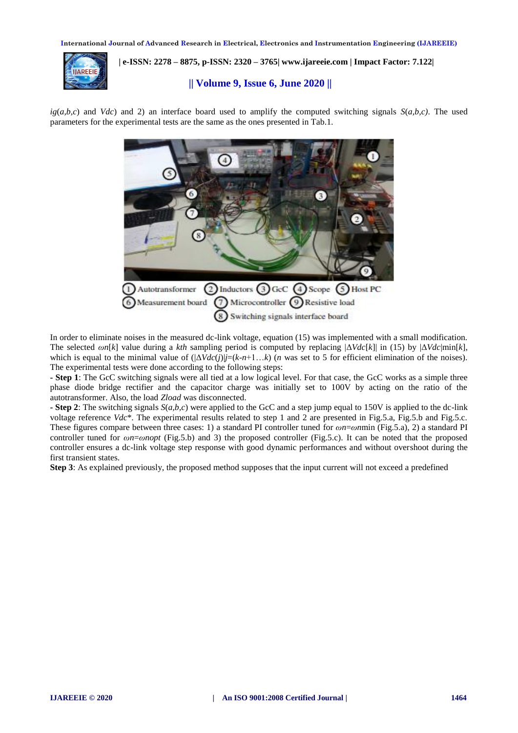$i_g(a,b,c)$ and $V_{dc}$) and 2) an interface board used to amplify the computed switching signals $S(a,b,c)$. The used parameters for the experimental tests are the same as the ones presented in Tab.1.

1 Autotransformer 2 Inductors 3 GcC 4 Scope 5 Host PC
6 Measurement board 7 Microcontroller 9 Resistive load
8 Switching signals interface board

In order to eliminate noises in the measured dc-link voltage, equation (15) was implemented with a small modification. The selected $\omega_n[k]$ value during a $k$th sampling period is computed by replacing $|\Delta V_{dc}[k]|$ in (15) by $|\Delta V_{dc}|_{min}[k]$, which is equal to the minimal value of ($|\Delta V_{dc}(j)|$ $j=(k-n+1\ldots k)$) ($n$ was set to 5 for efficient elimination of the noises). The experimental tests were done according to the following steps:

- **Step 1**: The GcC switching signals were all tied at a low logical level. For that case, the GcC works as a simple three phase diode bridge rectifier and the capacitor charge was initially set to 100V by acting on the ratio of the autotransformer. Also, the load $Z_{load}$ was disconnected.

- **Step 2**: The switching signals $S(a,b,c)$ were applied to the GcC and a step jump equal to 150V is applied to the dc-link voltage reference $V_{dc}^*$. The experimental results related to step 1 and 2 are presented in Fig.5.a, Fig.5.b and Fig.5.c. These figures compare between three cases: 1) a standard PI controller tuned for $\omega_n=\omega_{nmin}$ (Fig.5.a), 2) a standard PI controller tuned for $\omega_n=\omega_{nopt}$ (Fig.5.b) and 3) the proposed controller (Fig.5.c). It can be noted that the proposed controller ensures a dc-link voltage step response with good dynamic performances and without overshoot during the first transient states.

**Step 3**: As explained previously, the proposed method supposes that the input current will not exceed a predefined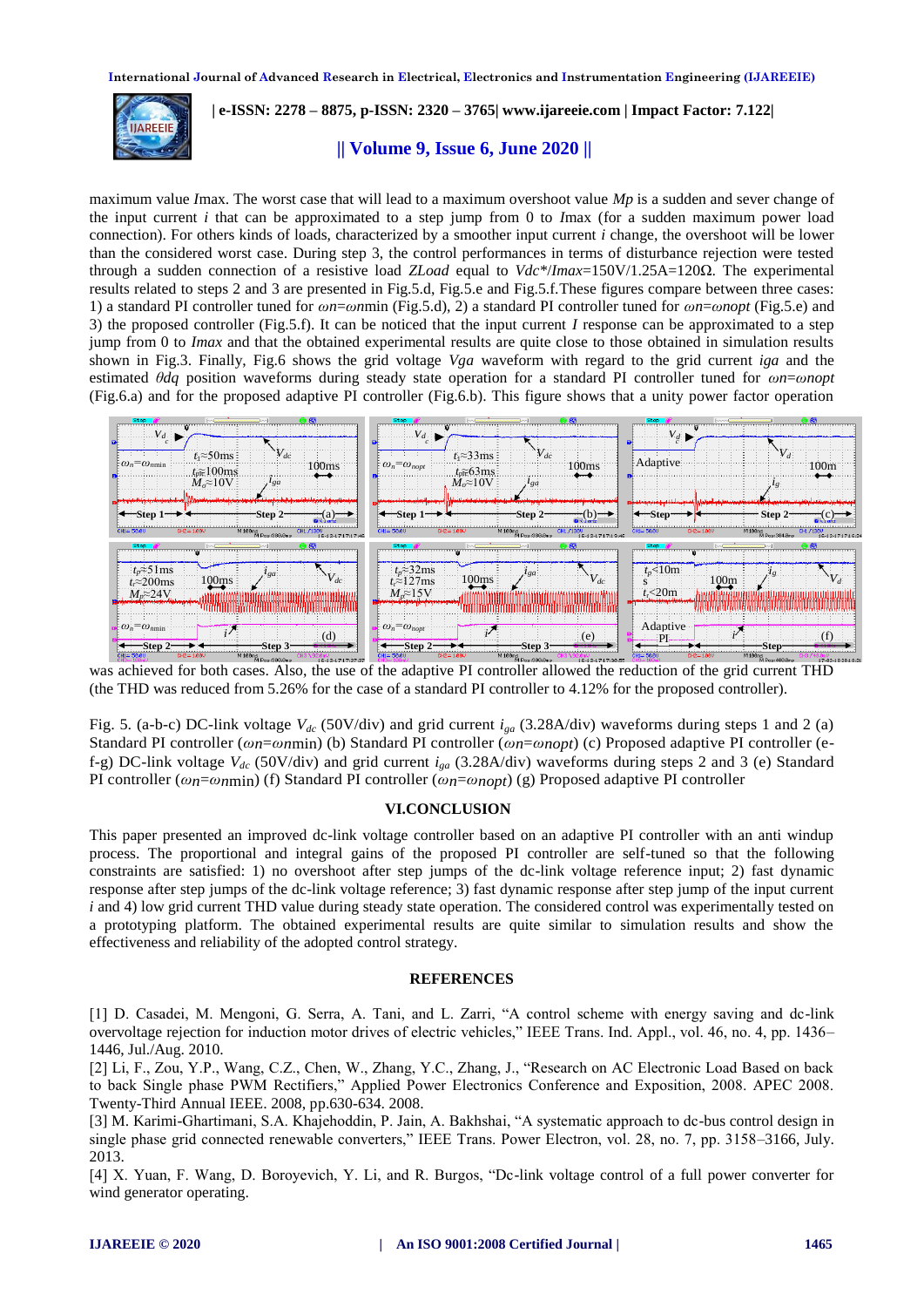maximum value *I*max. The worst case that will lead to a maximum overshoot value *Mp* is a sudden and sever change of the input current *i* that can be approximated to a step jump from 0 to *I*max (for a sudden maximum power load connection). For others kinds of loads, characterized by a smoother input current *i* change, the overshoot will be lower than the considered worst case. During step 3, the control performances in terms of disturbance rejection were tested through a sudden connection of a resistive load *ZLoad* equal to *Vdc\*/Imax*=150V/1.25A=120Ω. The experimental results related to steps 2 and 3 are presented in Fig.5.d, Fig.5.e and Fig.5.f.These figures compare between three cases: 1) a standard PI controller tuned for *ωn*=*ωn*min (Fig.5.d), 2) a standard PI controller tuned for *ωn*=*ωnopt* (Fig.5.e) and 3) the proposed controller (Fig.5.f). It can be noticed that the input current *I* response can be approximated to a step jump from 0 to *Imax* and that the obtained experimental results are quite close to those obtained in simulation results shown in Fig.3. Finally, Fig.6 shows the grid voltage *Vga* waveform with regard to the grid current *iga* and the estimated *θdq* position waveforms during steady state operation for a standard PI controller tuned for *ωn*=*ωnopt* (Fig.6.a) and for the proposed adaptive PI controller (Fig.6.b). This figure shows that a unity power factor operation was achieved for both cases. Also, the use of the adaptive PI controller allowed the reduction of the grid current THD (the THD was reduced from 5.26% for the case of a standard PI controller to 4.12% for the proposed controller).

$V_{dc}$
$\omega_n=\omega_{nmin}$
$t_s$≈50ms
$t_p$≈100ms
$M_o$≈10V
100ms
$V_{dc}$
$i_{ga}$
Step 1
Step 2
(a)

$V_{dc}$
$\omega_n=\omega_{nopt}$
$t_s$≈33ms
$t_p$≈63ms
$M_o$≈10V
100ms
$V_{dc}$
$i_{ga}$
Step 1
Step 2
(b)

$V_d$
Adaptive
100m
$V_d$
$i_g$
Step
Step 2
(c)

$t_p$≈51ms
$t_r$≈200ms
$M_p$≈24V
100ms
$i_{ga}$
$V_{dc}$
$\omega_n=\omega_{nmin}$
$i$
(d)
Step 2
Step 3

$t_p$≈32ms
$t_r$≈127ms
$M_p$≈15V
100ms
$i_{ga}$
$V_{dc}$
$\omega_n=\omega_{nopt}$
$i$
(e)
Step 2
Step 3

$t_p$<10m
s
$t_r$<20m
100m
$i_g$
$V_d$
Adaptive
PI
$i$
(f)
Step

Fig. 5. (a-b-c) DC-link voltage $V_{dc}$ (50V/div) and grid current $i_{ga}$ (3.28A/div) waveforms during steps 1 and 2 (a) Standard PI controller (*ωn*=*ωn*min) (b) Standard PI controller (*ωn*=*ωnopt*) (c) Proposed adaptive PI controller (e-f-g) DC-link voltage $V_{dc}$ (50V/div) and grid current $i_{ga}$ (3.28A/div) waveforms during steps 2 and 3 (e) Standard PI controller (*ωn*=*ωn*min) (f) Standard PI controller (*ωn*=*ωnopt*) (g) Proposed adaptive PI controller

## VI.CONCLUSION

This paper presented an improved dc-link voltage controller based on an adaptive PI controller with an anti windup process. The proportional and integral gains of the proposed PI controller are self-tuned so that the following constraints are satisfied: 1) no overshoot after step jumps of the dc-link voltage reference input; 2) fast dynamic response after step jumps of the dc-link voltage reference; 3) fast dynamic response after step jump of the input current *i* and 4) low grid current THD value during steady state operation. The considered control was experimentally tested on a prototyping platform. The obtained experimental results are quite similar to simulation results and show the effectiveness and reliability of the adopted control strategy.

## REFERENCES

[1] D. Casadei, M. Mengoni, G. Serra, A. Tani, and L. Zarri, "A control scheme with energy saving and dc-link overvoltage rejection for induction motor drives of electric vehicles," IEEE Trans. Ind. Appl., vol. 46, no. 4, pp. 1436–1446, Jul./Aug. 2010.

[2] Li, F., Zou, Y.P., Wang, C.Z., Chen, W., Zhang, Y.C., Zhang, J., "Research on AC Electronic Load Based on back to back Single phase PWM Rectifiers," Applied Power Electronics Conference and Exposition, 2008. APEC 2008. Twenty-Third Annual IEEE. 2008, pp.630-634. 2008.

[3] M. Karimi-Ghartimani, S.A. Khajehoddin, P. Jain, A. Bakhshai, "A systematic approach to dc-bus control design in single phase grid connected renewable converters," IEEE Trans. Power Electron, vol. 28, no. 7, pp. 3158–3166, July. 2013.

[4] X. Yuan, F. Wang, D. Boroyevich, Y. Li, and R. Burgos, "Dc-link voltage control of a full power converter for wind generator operating.